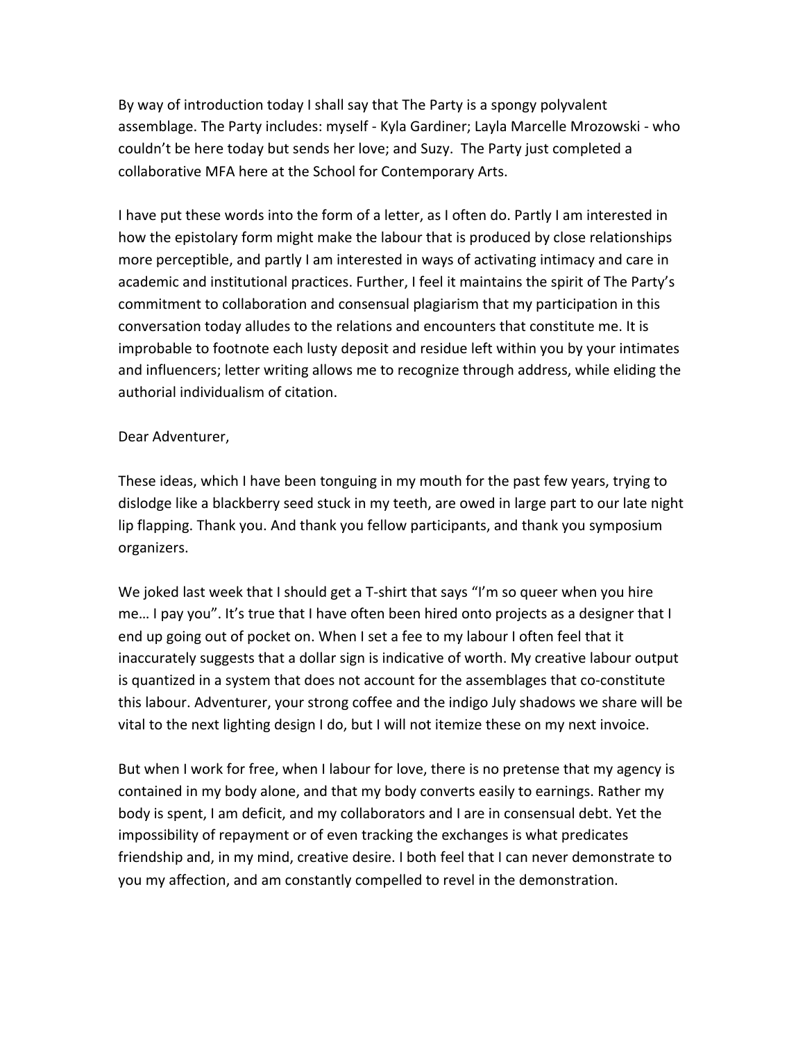By way of introduction today I shall say that The Party is a spongy polyvalent assemblage. The Party includes: myself - Kyla Gardiner; Layla Marcelle Mrozowski - who couldn't be here today but sends her love; and Suzy. The Party just completed a collaborative MFA here at the School for Contemporary Arts.

I have put these words into the form of a letter, as I often do. Partly I am interested in how the epistolary form might make the labour that is produced by close relationships more perceptible, and partly I am interested in ways of activating intimacy and care in academic and institutional practices. Further, I feel it maintains the spirit of The Party's commitment to collaboration and consensual plagiarism that my participation in this conversation today alludes to the relations and encounters that constitute me. It is improbable to footnote each lusty deposit and residue left within you by your intimates and influencers; letter writing allows me to recognize through address, while eliding the authorial individualism of citation.

Dear Adventurer,

These ideas, which I have been tonguing in my mouth for the past few years, trying to dislodge like a blackberry seed stuck in my teeth, are owed in large part to our late night lip flapping. Thank you. And thank you fellow participants, and thank you symposium organizers.

We joked last week that I should get a T-shirt that says "I'm so queer when you hire me… I pay you". It's true that I have often been hired onto projects as a designer that I end up going out of pocket on. When I set a fee to my labour I often feel that it inaccurately suggests that a dollar sign is indicative of worth. My creative labour output is quantized in a system that does not account for the assemblages that co-constitute this labour. Adventurer, your strong coffee and the indigo July shadows we share will be vital to the next lighting design I do, but I will not itemize these on my next invoice.

But when I work for free, when I labour for love, there is no pretense that my agency is contained in my body alone, and that my body converts easily to earnings. Rather my body is spent, I am deficit, and my collaborators and I are in consensual debt. Yet the impossibility of repayment or of even tracking the exchanges is what predicates friendship and, in my mind, creative desire. I both feel that I can never demonstrate to you my affection, and am constantly compelled to revel in the demonstration.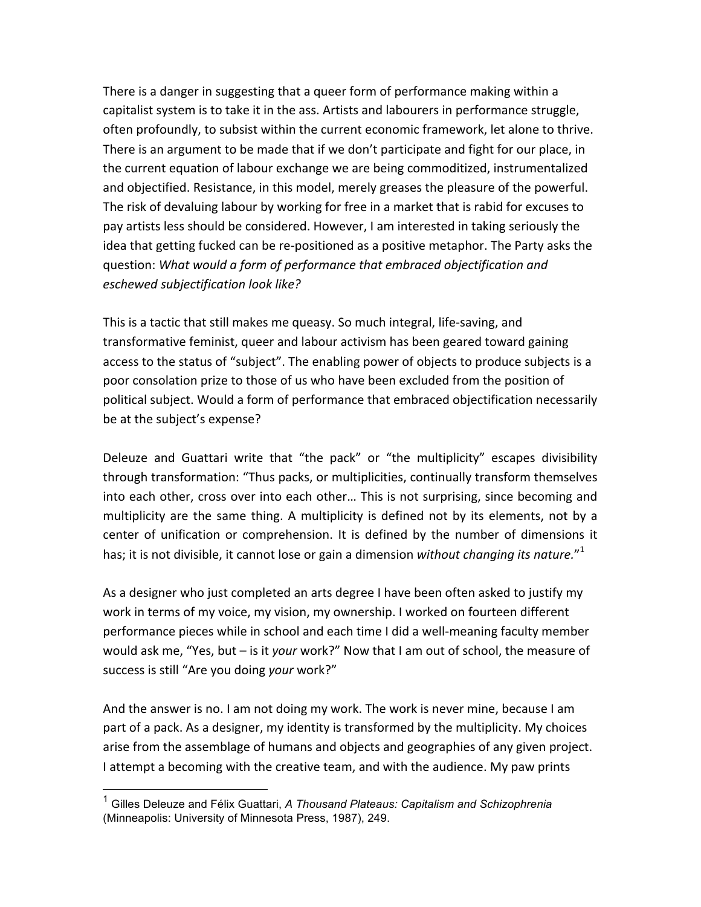There is a danger in suggesting that a queer form of performance making within a capitalist system is to take it in the ass. Artists and labourers in performance struggle, often profoundly, to subsist within the current economic framework, let alone to thrive. There is an argument to be made that if we don't participate and fight for our place, in the current equation of labour exchange we are being commoditized, instrumentalized and objectified. Resistance, in this model, merely greases the pleasure of the powerful. The risk of devaluing labour by working for free in a market that is rabid for excuses to pay artists less should be considered. However, I am interested in taking seriously the idea that getting fucked can be re-positioned as a positive metaphor. The Party asks the question: *What would a form of performance that embraced objectification and eschewed subjectification look like?*

This is a tactic that still makes me queasy. So much integral, life-saving, and transformative feminist, queer and labour activism has been geared toward gaining access to the status of "subject". The enabling power of objects to produce subjects is a poor consolation prize to those of us who have been excluded from the position of political subject. Would a form of performance that embraced objectification necessarily be at the subject's expense?

Deleuze and Guattari write that "the pack" or "the multiplicity" escapes divisibility through transformation: "Thus packs, or multiplicities, continually transform themselves into each other, cross over into each other… This is not surprising, since becoming and multiplicity are the same thing. A multiplicity is defined not by its elements, not by a center of unification or comprehension. It is defined by the number of dimensions it has; it is not divisible, it cannot lose or gain a dimension *without changing its nature.*"[1]

As a designer who just completed an arts degree I have been often asked to justify my work in terms of my voice, my vision, my ownership. I worked on fourteen different performance pieces while in school and each time I did a well-meaning faculty member would ask me, "Yes, but – is it *your* work?" Now that I am out of school, the measure of success is still "Are you doing *your* work?"

And the answer is no. I am not doing my work. The work is never mine, because I am part of a pack. As a designer, my identity is transformed by the multiplicity. My choices arise from the assemblage of humans and objects and geographies of any given project. I attempt a becoming with the creative team, and with the audience. My paw prints

---

[1] Gilles Deleuze and Félix Guattari, *A Thousand Plateaus: Capitalism and Schizophrenia* (Minneapolis: University of Minnesota Press, 1987), 249.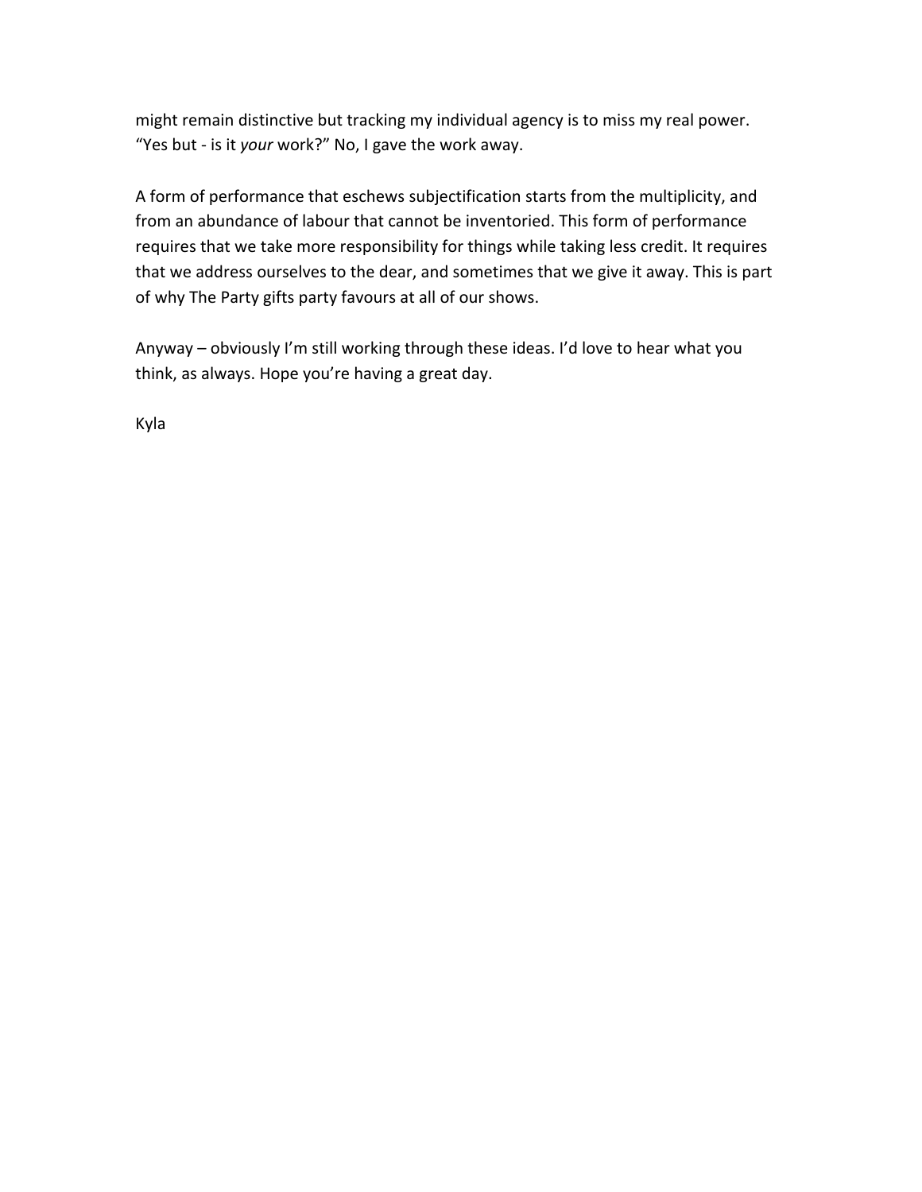might remain distinctive but tracking my individual agency is to miss my real power. “Yes but - is it *your* work?” No, I gave the work away.

A form of performance that eschews subjectification starts from the multiplicity, and from an abundance of labour that cannot be inventoried. This form of performance requires that we take more responsibility for things while taking less credit. It requires that we address ourselves to the dear, and sometimes that we give it away. This is part of why The Party gifts party favours at all of our shows.

Anyway – obviously I’m still working through these ideas. I’d love to hear what you think, as always. Hope you’re having a great day.

Kyla